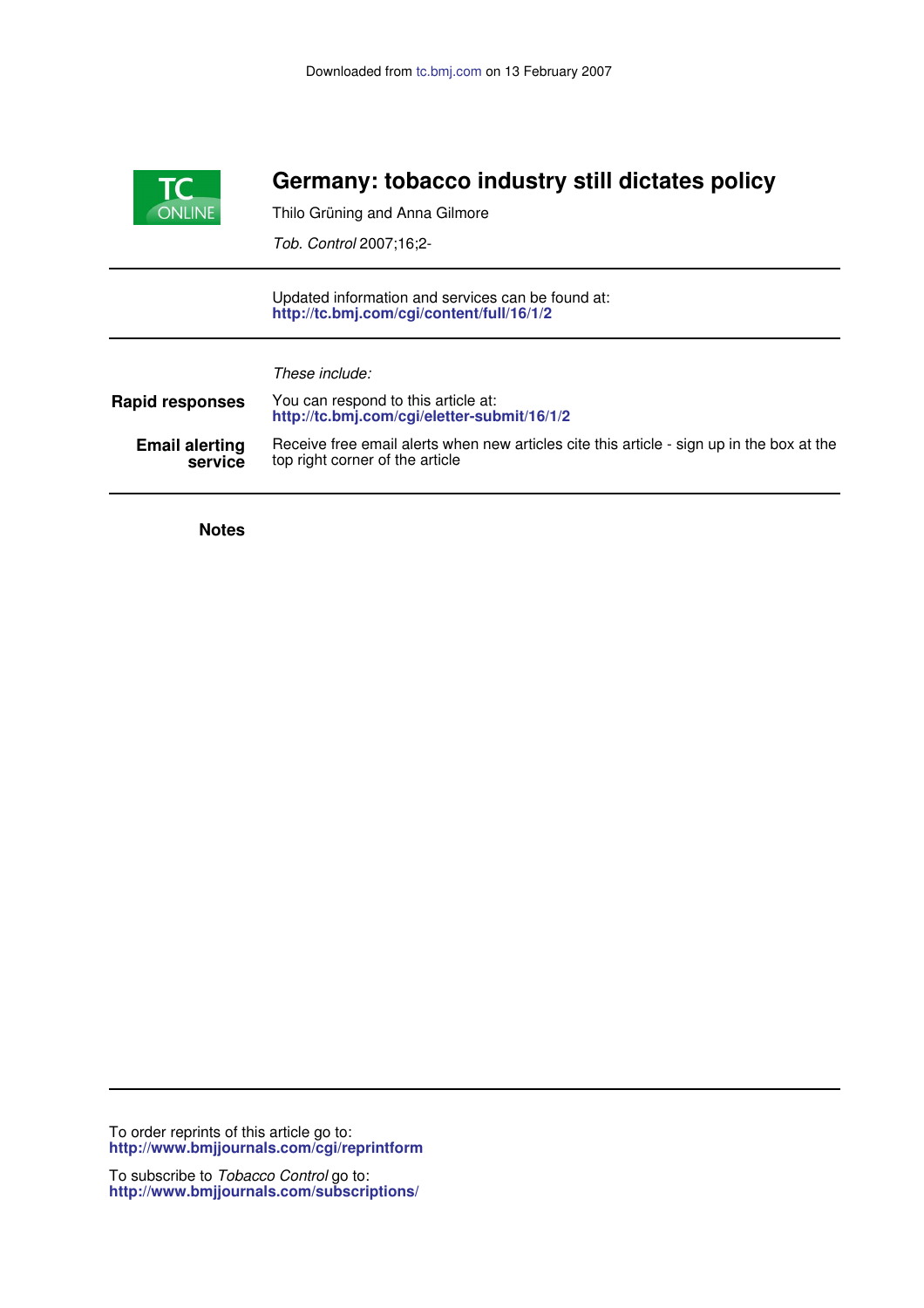Downloaded from tc.bmj.com on 13 February 2007

# Germany: tobacco industry still dictates policy

Thilo Grüning and Anna Gilmore

*Tob. Control* 2007;16;2-

Updated information and services can be found at:
**http://tc.bmj.com/cgi/content/full/16/1/2**

*These include:*

**Rapid responses** You can respond to this article at:
**http://tc.bmj.com/cgi/eletter-submit/16/1/2**

**Email alerting service** Receive free email alerts when new articles cite this article - sign up in the box at the top right corner of the article

**Notes**

To order reprints of this article go to:
**http://www.bmjjournals.com/cgi/reprintform**

To subscribe to *Tobacco Control* go to:
**http://www.bmjjournals.com/subscriptions/**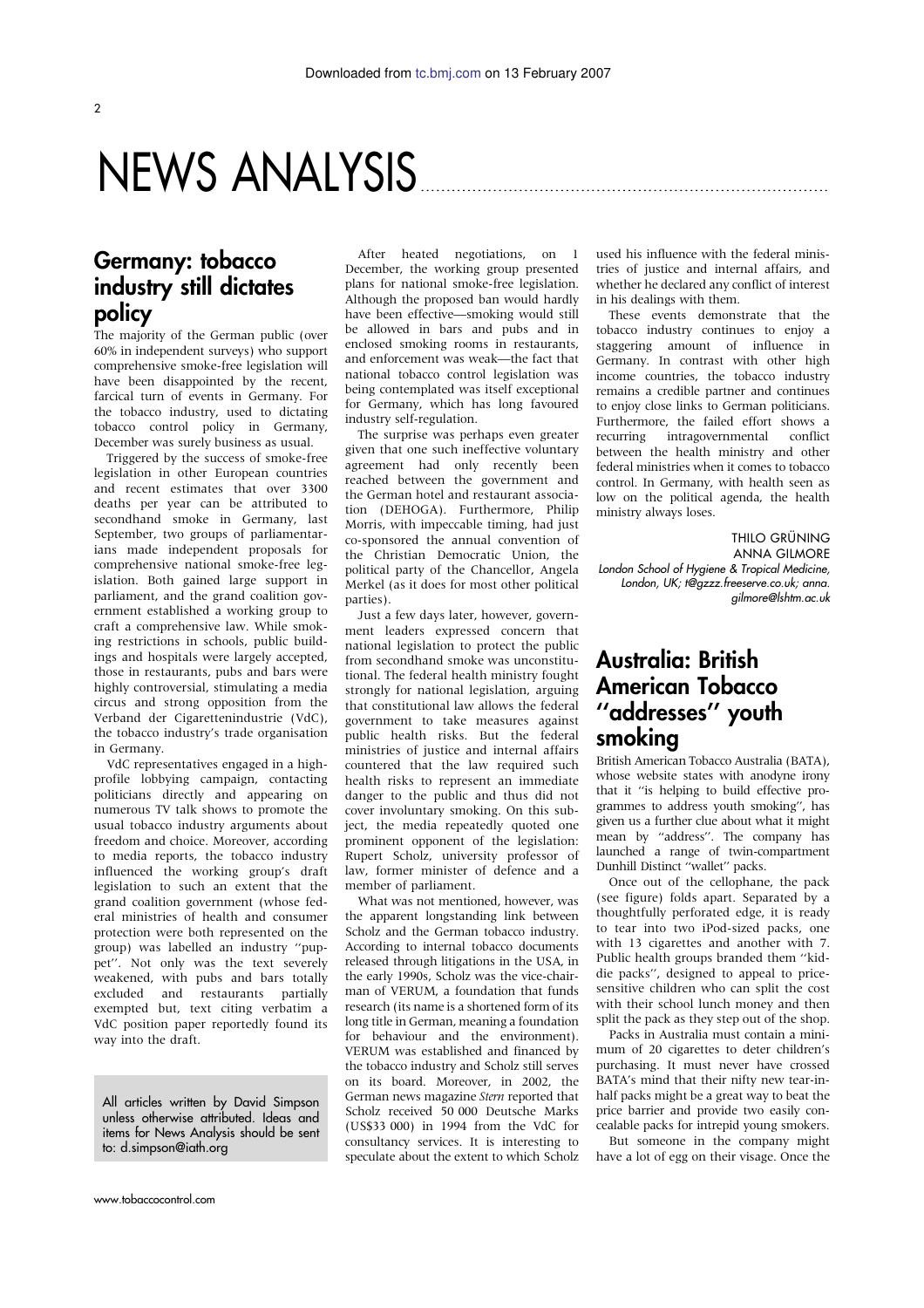# NEWS ANALYSIS

## Germany: tobacco industry still dictates policy

The majority of the German public (over 60% in independent surveys) who support comprehensive smoke-free legislation will have been disappointed by the recent, farcical turn of events in Germany. For the tobacco industry, used to dictating tobacco control policy in Germany, December was surely business as usual.

Triggered by the success of smoke-free legislation in other European countries and recent estimates that over 3300 deaths per year can be attributed to secondhand smoke in Germany, last September, two groups of parliamentarians made independent proposals for comprehensive national smoke-free legislation. Both gained large support in parliament, and the grand coalition government established a working group to craft a comprehensive law. While smoking restrictions in schools, public buildings and hospitals were largely accepted, those in restaurants, pubs and bars were highly controversial, stimulating a media circus and strong opposition from the Verband der Cigarettenindustrie (VdC), the tobacco industry's trade organisation in Germany.

VdC representatives engaged in a high-profile lobbying campaign, contacting politicians directly and appearing on numerous TV talk shows to promote the usual tobacco industry arguments about freedom and choice. Moreover, according to media reports, the tobacco industry influenced the working group's draft legislation to such an extent that the grand coalition government (whose federal ministries of health and consumer protection were both represented on the group) was labelled an industry "puppet". Not only was the text severely weakened, with pubs and bars totally excluded and restaurants partially exempted but, text citing verbatim a VdC position paper reportedly found its way into the draft.

After heated negotiations, on 1 December, the working group presented plans for national smoke-free legislation. Although the proposed ban would hardly have been effective—smoking would still be allowed in bars and pubs and in enclosed smoking rooms in restaurants, and enforcement was weak—the fact that national tobacco control legislation was being contemplated was itself exceptional for Germany, which has long favoured industry self-regulation.

The surprise was perhaps even greater given that one such ineffective voluntary agreement had only recently been reached between the government and the German hotel and restaurant association (DEHOGA). Furthermore, Philip Morris, with impeccable timing, had just co-sponsored the annual convention of the Christian Democratic Union, the political party of the Chancellor, Angela Merkel (as it does for most other political parties).

Just a few days later, however, government leaders expressed concern that national legislation to protect the public from secondhand smoke was unconstitutional. The federal health ministry fought strongly for national legislation, arguing that constitutional law allows the federal government to take measures against public health risks. But the federal ministries of justice and internal affairs countered that the law required such health risks to represent an immediate danger to the public and thus did not cover involuntary smoking. On this subject, the media repeatedly quoted one prominent opponent of the legislation: Rupert Scholz, university professor of law, former minister of defence and a member of parliament.

What was not mentioned, however, was the apparent longstanding link between Scholz and the German tobacco industry. According to internal tobacco documents released through litigations in the USA, in the early 1990s, Scholz was the vice-chairman of VERUM, a foundation that funds research (its name is a shortened form of its long title in German, meaning a foundation for behaviour and the environment). VERUM was established and financed by the tobacco industry and Scholz still serves on its board. Moreover, in 2002, the German news magazine *Stern* reported that Scholz received 50 000 Deutsche Marks (US$33 000) in 1994 from the VdC for consultancy services. It is interesting to speculate about the extent to which Scholz used his influence with the federal ministries of justice and internal affairs, and whether he declared any conflict of interest in his dealings with them.

These events demonstrate that the tobacco industry continues to enjoy a staggering amount of influence in Germany. In contrast with other high income countries, the tobacco industry remains a credible partner and continues to enjoy close links to German politicians. Furthermore, the failed effort shows a recurring intragovernmental conflict between the health ministry and other federal ministries when it comes to tobacco control. In Germany, with health seen as low on the political agenda, the health ministry always loses.

THILO GRÜNING
ANNA GILMORE
*London School of Hygiene & Tropical Medicine, London, UK; t@gzzz.freeserve.co.uk; anna.gilmore@lshtm.ac.uk*

All articles written by David Simpson unless otherwise attributed. Ideas and items for News Analysis should be sent to: d.simpson@iath.org

## Australia: British American Tobacco "addresses" youth smoking

British American Tobacco Australia (BATA), whose website states with anodyne irony that it "is helping to build effective programmes to address youth smoking", has given us a further clue about what it might mean by "address". The company has launched a range of twin-compartment Dunhill Distinct "wallet" packs.

Once out of the cellophane, the pack (see figure) folds apart. Separated by a thoughtfully perforated edge, it is ready to tear into two iPod-sized packs, one with 13 cigarettes and another with 7. Public health groups branded them "kiddie packs", designed to appeal to price-sensitive children who can split the cost with their school lunch money and then split the pack as they step out of the shop.

Packs in Australia must contain a minimum of 20 cigarettes to deter children's purchasing. It must never have crossed BATA's mind that their nifty new tear-in-half packs might be a great way to beat the price barrier and provide two easily concealable packs for intrepid young smokers.

But someone in the company might have a lot of egg on their visage. Once the